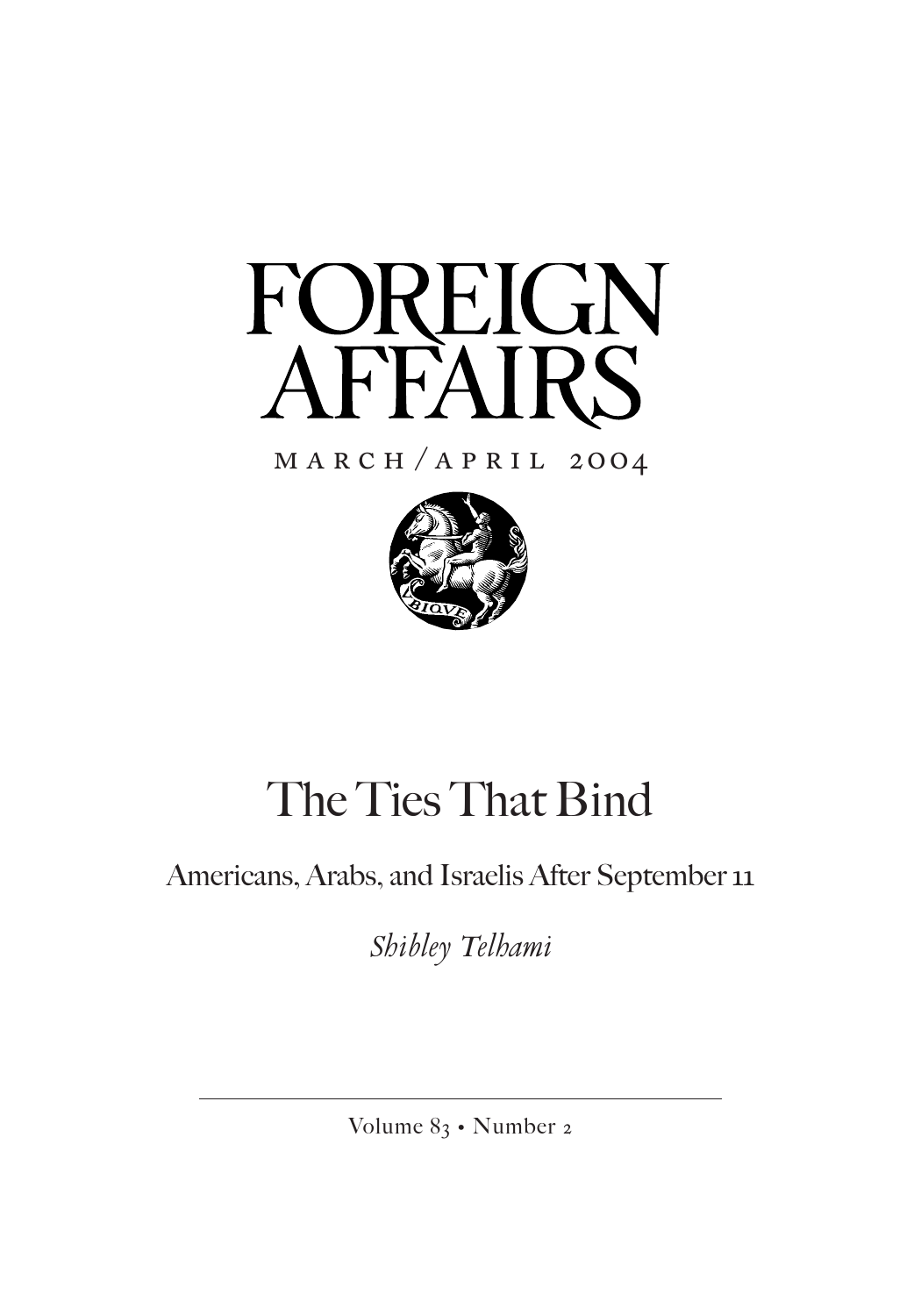# FOREIGN AFFAIRS

MARCH/APRIL 2004

# The Ties That Bind

## Americans, Arabs, and Israelis After September 11

*Shibley Telhami*

Volume 83 • Number 2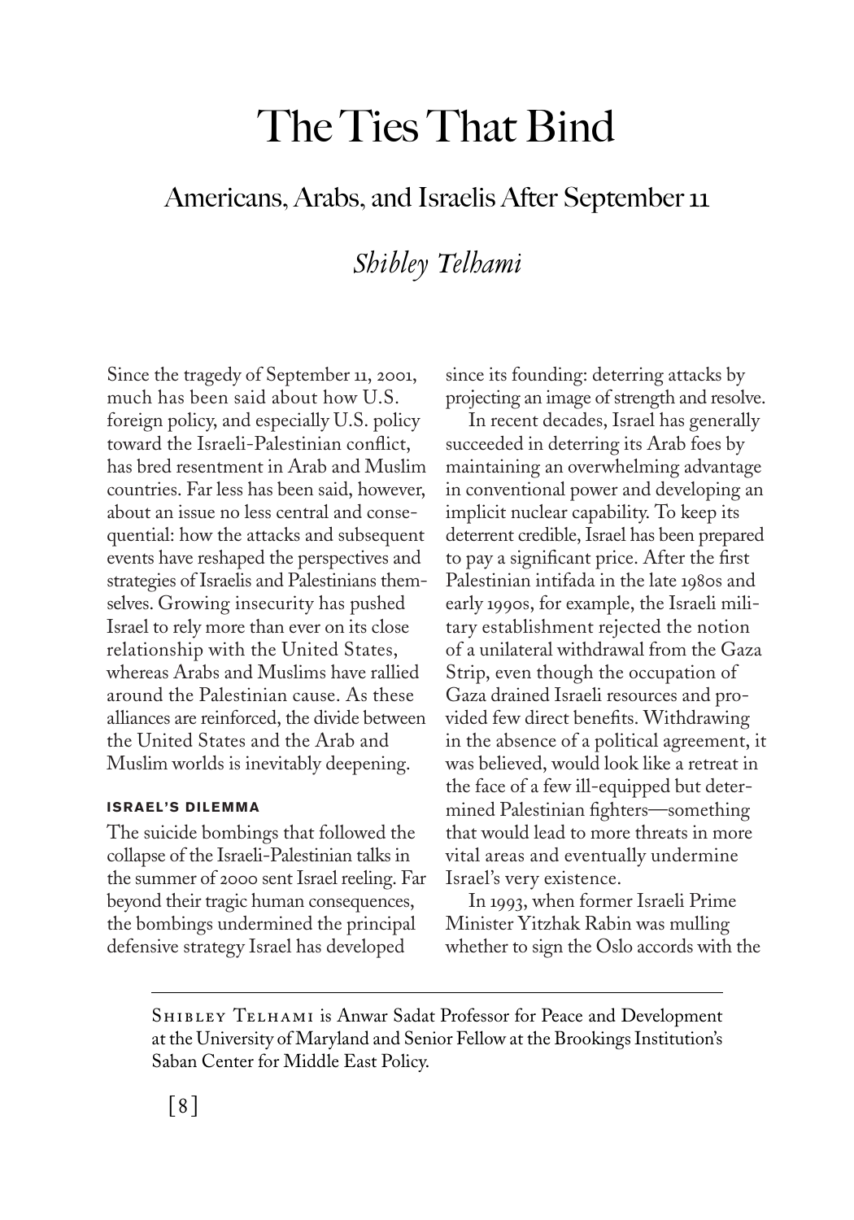# The Ties That Bind

## Americans, Arabs, and Israelis After September 11

*Shibley Telhami*

Since the tragedy of September 11, 2001, much has been said about how U.S. foreign policy, and especially U.S. policy toward the Israeli-Palestinian conflict, has bred resentment in Arab and Muslim countries. Far less has been said, however, about an issue no less central and consequential: how the attacks and subsequent events have reshaped the perspectives and strategies of Israelis and Palestinians themselves. Growing insecurity has pushed Israel to rely more than ever on its close relationship with the United States, whereas Arabs and Muslims have rallied around the Palestinian cause. As these alliances are reinforced, the divide between the United States and the Arab and Muslim worlds is inevitably deepening.

### ISRAEL'S DILEMMA

The suicide bombings that followed the collapse of the Israeli-Palestinian talks in the summer of 2000 sent Israel reeling. Far beyond their tragic human consequences, the bombings undermined the principal defensive strategy Israel has developed since its founding: deterring attacks by projecting an image of strength and resolve.

In recent decades, Israel has generally succeeded in deterring its Arab foes by maintaining an overwhelming advantage in conventional power and developing an implicit nuclear capability. To keep its deterrent credible, Israel has been prepared to pay a significant price. After the first Palestinian intifada in the late 1980s and early 1990s, for example, the Israeli military establishment rejected the notion of a unilateral withdrawal from the Gaza Strip, even though the occupation of Gaza drained Israeli resources and provided few direct benefits. Withdrawing in the absence of a political agreement, it was believed, would look like a retreat in the face of a few ill-equipped but determined Palestinian fighters—something that would lead to more threats in more vital areas and eventually undermine Israel's very existence.

In 1993, when former Israeli Prime Minister Yitzhak Rabin was mulling whether to sign the Oslo accords with the

SHIBLEY TELHAMI is Anwar Sadat Professor for Peace and Development at the University of Maryland and Senior Fellow at the Brookings Institution's Saban Center for Middle East Policy.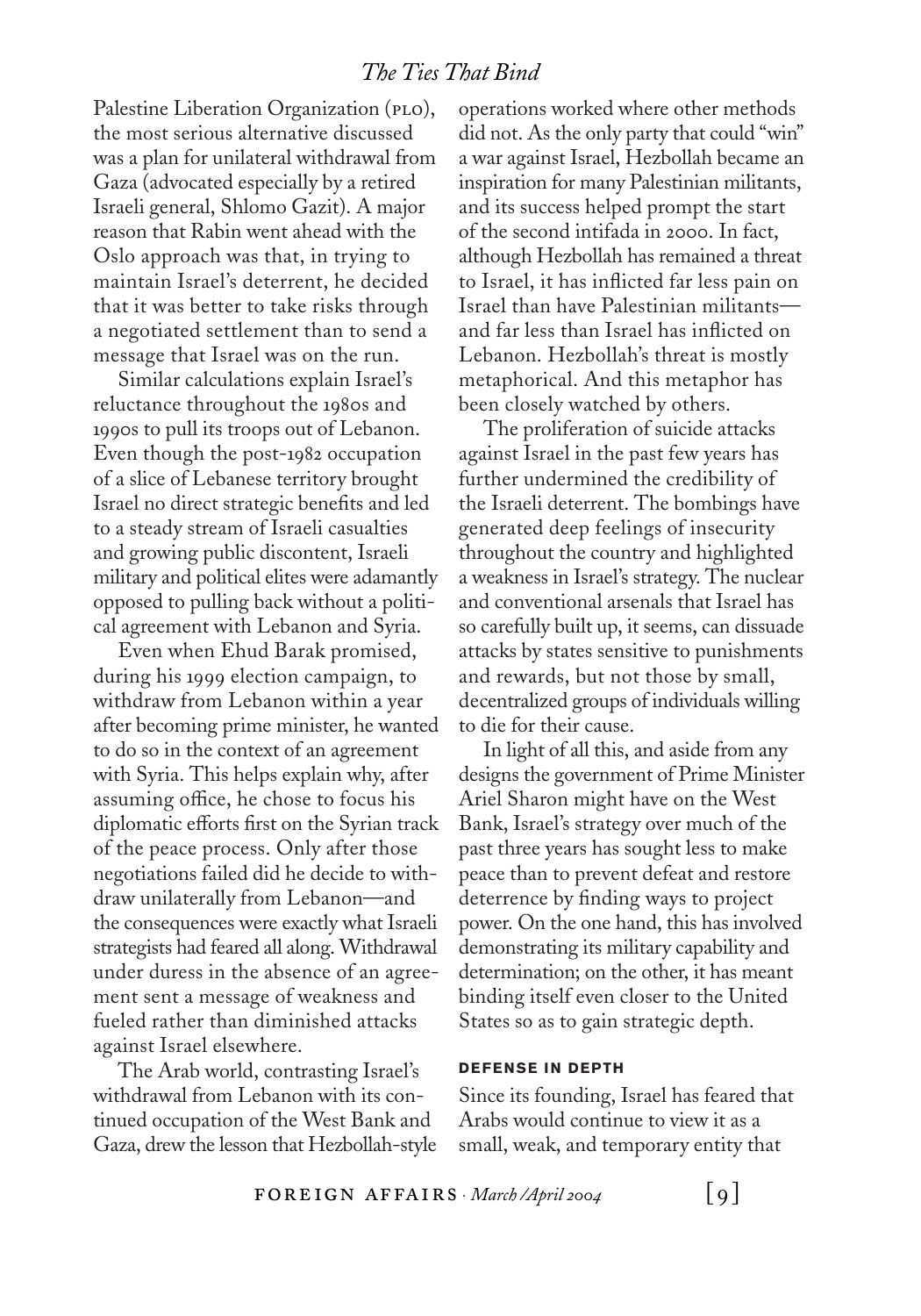Palestine Liberation Organization (PLO), the most serious alternative discussed was a plan for unilateral withdrawal from Gaza (advocated especially by a retired Israeli general, Shlomo Gazit). A major reason that Rabin went ahead with the Oslo approach was that, in trying to maintain Israel's deterrent, he decided that it was better to take risks through a negotiated settlement than to send a message that Israel was on the run.

Similar calculations explain Israel's reluctance throughout the 1980s and 1990s to pull its troops out of Lebanon. Even though the post-1982 occupation of a slice of Lebanese territory brought Israel no direct strategic benefits and led to a steady stream of Israeli casualties and growing public discontent, Israeli military and political elites were adamantly opposed to pulling back without a political agreement with Lebanon and Syria.

Even when Ehud Barak promised, during his 1999 election campaign, to withdraw from Lebanon within a year after becoming prime minister, he wanted to do so in the context of an agreement with Syria. This helps explain why, after assuming office, he chose to focus his diplomatic efforts first on the Syrian track of the peace process. Only after those negotiations failed did he decide to withdraw unilaterally from Lebanon—and the consequences were exactly what Israeli strategists had feared all along. Withdrawal under duress in the absence of an agreement sent a message of weakness and fueled rather than diminished attacks against Israel elsewhere.

The Arab world, contrasting Israel's withdrawal from Lebanon with its continued occupation of the West Bank and Gaza, drew the lesson that Hezbollah-style operations worked where other methods did not. As the only party that could "win" a war against Israel, Hezbollah became an inspiration for many Palestinian militants, and its success helped prompt the start of the second intifada in 2000. In fact, although Hezbollah has remained a threat to Israel, it has inflicted far less pain on Israel than have Palestinian militants—and far less than Israel has inflicted on Lebanon. Hezbollah's threat is mostly metaphorical. And this metaphor has been closely watched by others.

The proliferation of suicide attacks against Israel in the past few years has further undermined the credibility of the Israeli deterrent. The bombings have generated deep feelings of insecurity throughout the country and highlighted a weakness in Israel's strategy. The nuclear and conventional arsenals that Israel has so carefully built up, it seems, can dissuade attacks by states sensitive to punishments and rewards, but not those by small, decentralized groups of individuals willing to die for their cause.

In light of all this, and aside from any designs the government of Prime Minister Ariel Sharon might have on the West Bank, Israel's strategy over much of the past three years has sought less to make peace than to prevent defeat and restore deterrence by finding ways to project power. On the one hand, this has involved demonstrating its military capability and determination; on the other, it has meant binding itself even closer to the United States so as to gain strategic depth.

## DEFENSE IN DEPTH

Since its founding, Israel has feared that Arabs would continue to view it as a small, weak, and temporary entity that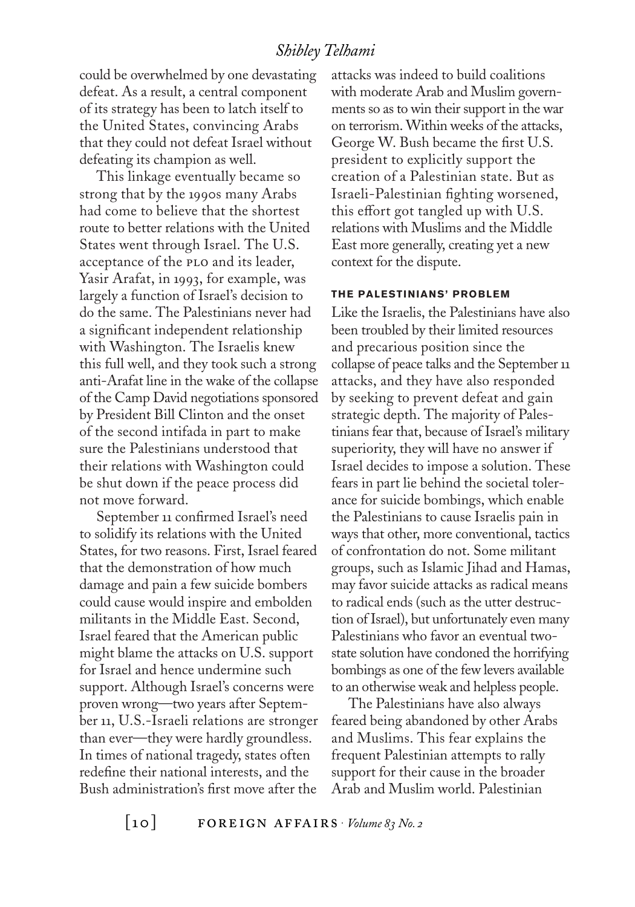could be overwhelmed by one devastating defeat. As a result, a central component of its strategy has been to latch itself to the United States, convincing Arabs that they could not defeat Israel without defeating its champion as well.

This linkage eventually became so strong that by the 1990s many Arabs had come to believe that the shortest route to better relations with the United States went through Israel. The U.S. acceptance of the PLO and its leader, Yasir Arafat, in 1993, for example, was largely a function of Israel's decision to do the same. The Palestinians never had a significant independent relationship with Washington. The Israelis knew this full well, and they took such a strong anti-Arafat line in the wake of the collapse of the Camp David negotiations sponsored by President Bill Clinton and the onset of the second intifada in part to make sure the Palestinians understood that their relations with Washington could be shut down if the peace process did not move forward.

September 11 confirmed Israel's need to solidify its relations with the United States, for two reasons. First, Israel feared that the demonstration of how much damage and pain a few suicide bombers could cause would inspire and embolden militants in the Middle East. Second, Israel feared that the American public might blame the attacks on U.S. support for Israel and hence undermine such support. Although Israel's concerns were proven wrong—two years after September 11, U.S.-Israeli relations are stronger than ever—they were hardly groundless. In times of national tragedy, states often redefine their national interests, and the Bush administration's first move after the attacks was indeed to build coalitions with moderate Arab and Muslim governments so as to win their support in the war on terrorism. Within weeks of the attacks, George W. Bush became the first U.S. president to explicitly support the creation of a Palestinian state. But as Israeli-Palestinian fighting worsened, this effort got tangled up with U.S. relations with Muslims and the Middle East more generally, creating yet a new context for the dispute.

### THE PALESTINIANS' PROBLEM

Like the Israelis, the Palestinians have also been troubled by their limited resources and precarious position since the collapse of peace talks and the September 11 attacks, and they have also responded by seeking to prevent defeat and gain strategic depth. The majority of Palestinians fear that, because of Israel's military superiority, they will have no answer if Israel decides to impose a solution. These fears in part lie behind the societal tolerance for suicide bombings, which enable the Palestinians to cause Israelis pain in ways that other, more conventional, tactics of confrontation do not. Some militant groups, such as Islamic Jihad and Hamas, may favor suicide attacks as radical means to radical ends (such as the utter destruction of Israel), but unfortunately even many Palestinians who favor an eventual two-state solution have condoned the horrifying bombings as one of the few levers available to an otherwise weak and helpless people.

The Palestinians have also always feared being abandoned by other Arabs and Muslims. This fear explains the frequent Palestinian attempts to rally support for their cause in the broader Arab and Muslim world. Palestinian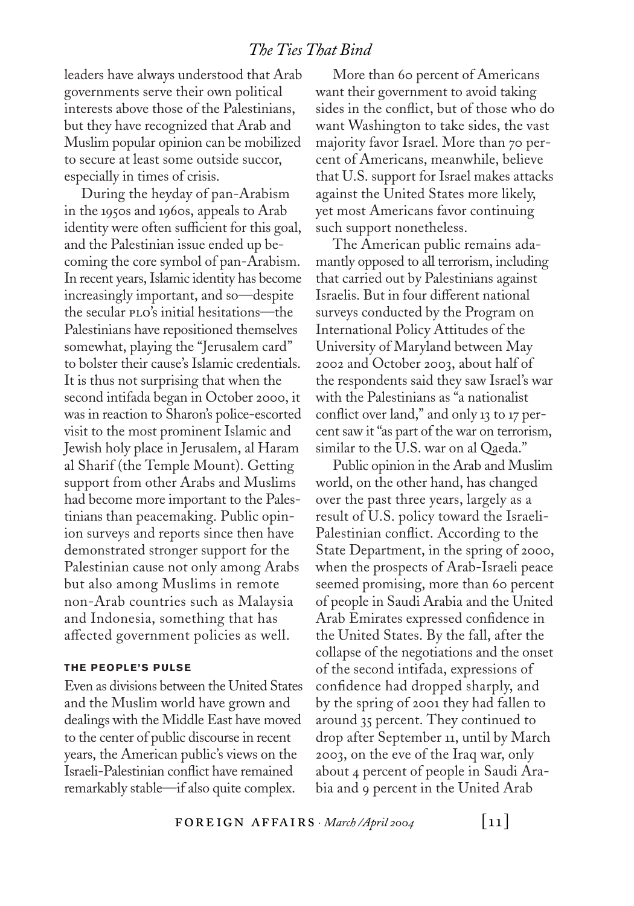leaders have always understood that Arab governments serve their own political interests above those of the Palestinians, but they have recognized that Arab and Muslim popular opinion can be mobilized to secure at least some outside succor, especially in times of crisis.

During the heyday of pan-Arabism in the 1950s and 1960s, appeals to Arab identity were often sufficient for this goal, and the Palestinian issue ended up becoming the core symbol of pan-Arabism. In recent years, Islamic identity has become increasingly important, and so—despite the secular PLO's initial hesitations—the Palestinians have repositioned themselves somewhat, playing the "Jerusalem card" to bolster their cause's Islamic credentials. It is thus not surprising that when the second intifada began in October 2000, it was in reaction to Sharon's police-escorted visit to the most prominent Islamic and Jewish holy place in Jerusalem, al Haram al Sharif (the Temple Mount). Getting support from other Arabs and Muslims had become more important to the Palestinians than peacemaking. Public opinion surveys and reports since then have demonstrated stronger support for the Palestinian cause not only among Arabs but also among Muslims in remote non-Arab countries such as Malaysia and Indonesia, something that has affected government policies as well.

### THE PEOPLE'S PULSE

Even as divisions between the United States and the Muslim world have grown and dealings with the Middle East have moved to the center of public discourse in recent years, the American public's views on the Israeli-Palestinian conflict have remained remarkably stable—if also quite complex.

More than 60 percent of Americans want their government to avoid taking sides in the conflict, but of those who do want Washington to take sides, the vast majority favor Israel. More than 70 percent of Americans, meanwhile, believe that U.S. support for Israel makes attacks against the United States more likely, yet most Americans favor continuing such support nonetheless.

The American public remains adamantly opposed to all terrorism, including that carried out by Palestinians against Israelis. But in four different national surveys conducted by the Program on International Policy Attitudes of the University of Maryland between May 2002 and October 2003, about half of the respondents said they saw Israel's war with the Palestinians as "a nationalist conflict over land," and only 13 to 17 percent saw it "as part of the war on terrorism, similar to the U.S. war on al Qaeda."

Public opinion in the Arab and Muslim world, on the other hand, has changed over the past three years, largely as a result of U.S. policy toward the Israeli-Palestinian conflict. According to the State Department, in the spring of 2000, when the prospects of Arab-Israeli peace seemed promising, more than 60 percent of people in Saudi Arabia and the United Arab Emirates expressed confidence in the United States. By the fall, after the collapse of the negotiations and the onset of the second intifada, expressions of confidence had dropped sharply, and by the spring of 2001 they had fallen to around 35 percent. They continued to drop after September 11, until by March 2003, on the eve of the Iraq war, only about 4 percent of people in Saudi Arabia and 9 percent in the United Arab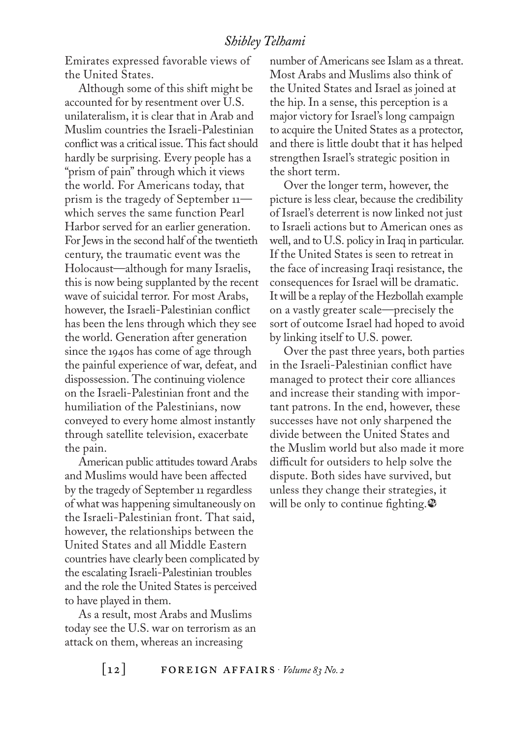Emirates expressed favorable views of the United States.

Although some of this shift might be accounted for by resentment over U.S. unilateralism, it is clear that in Arab and Muslim countries the Israeli-Palestinian conflict was a critical issue. This fact should hardly be surprising. Every people has a "prism of pain" through which it views the world. For Americans today, that prism is the tragedy of September 11—which serves the same function Pearl Harbor served for an earlier generation. For Jews in the second half of the twentieth century, the traumatic event was the Holocaust—although for many Israelis, this is now being supplanted by the recent wave of suicidal terror. For most Arabs, however, the Israeli-Palestinian conflict has been the lens through which they see the world. Generation after generation since the 1940s has come of age through the painful experience of war, defeat, and dispossession. The continuing violence on the Israeli-Palestinian front and the humiliation of the Palestinians, now conveyed to every home almost instantly through satellite television, exacerbate the pain.

American public attitudes toward Arabs and Muslims would have been affected by the tragedy of September 11 regardless of what was happening simultaneously on the Israeli-Palestinian front. That said, however, the relationships between the United States and all Middle Eastern countries have clearly been complicated by the escalating Israeli-Palestinian troubles and the role the United States is perceived to have played in them.

As a result, most Arabs and Muslims today see the U.S. war on terrorism as an attack on them, whereas an increasing number of Americans see Islam as a threat. Most Arabs and Muslims also think of the United States and Israel as joined at the hip. In a sense, this perception is a major victory for Israel's long campaign to acquire the United States as a protector, and there is little doubt that it has helped strengthen Israel's strategic position in the short term.

Over the longer term, however, the picture is less clear, because the credibility of Israel's deterrent is now linked not just to Israeli actions but to American ones as well, and to U.S. policy in Iraq in particular. If the United States is seen to retreat in the face of increasing Iraqi resistance, the consequences for Israel will be dramatic. It will be a replay of the Hezbollah example on a vastly greater scale—precisely the sort of outcome Israel had hoped to avoid by linking itself to U.S. power.

Over the past three years, both parties in the Israeli-Palestinian conflict have managed to protect their core alliances and increase their standing with important patrons. In the end, however, these successes have not only sharpened the divide between the United States and the Muslim world but also made it more difficult for outsiders to help solve the dispute. Both sides have survived, but unless they change their strategies, it will be only to continue fighting.